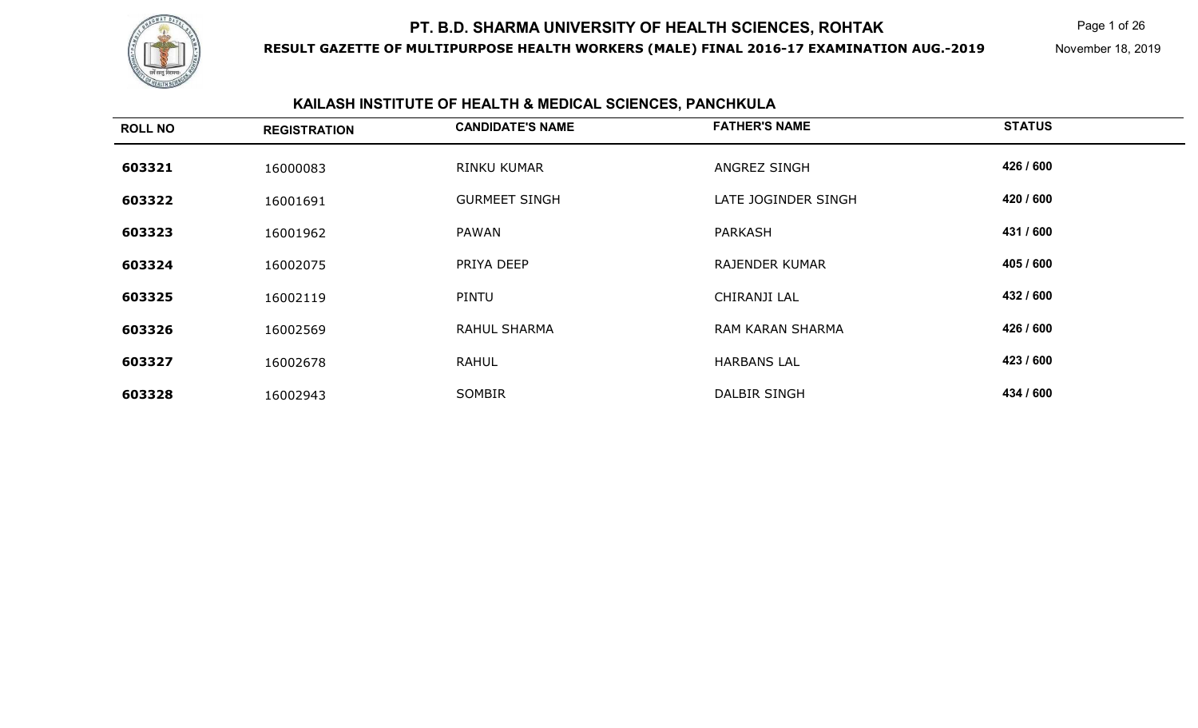# PT. B.D. SHARMA UNIVERSITY OF HEALTH SCIENCES, ROHTAK

**RESULT GAZETTE OF MULTIPURPOSE HEALTH WORKERS (MALE) FINAL 2016-17 EXAMINATION AUG.-2019**

November 18, 2019

## KAILASH INSTITUTE OF HEALTH & MEDICAL SCIENCES, PANCHKULA

| ROLL NO | REGISTRATION | CANDIDATE'S NAME | FATHER'S NAME | STATUS |
|---|---|---|---|---|
| **603321** | 16000083 | RINKU KUMAR | ANGREZ SINGH | **426 / 600** |
| **603322** | 16001691 | GURMEET SINGH | LATE JOGINDER SINGH | **420 / 600** |
| **603323** | 16001962 | PAWAN | PARKASH | **431 / 600** |
| **603324** | 16002075 | PRIYA DEEP | RAJENDER KUMAR | **405 / 600** |
| **603325** | 16002119 | PINTU | CHIRANJI LAL | **432 / 600** |
| **603326** | 16002569 | RAHUL SHARMA | RAM KARAN SHARMA | **426 / 600** |
| **603327** | 16002678 | RAHUL | HARBANS LAL | **423 / 600** |
| **603328** | 16002943 | SOMBIR | DALBIR SINGH | **434 / 600** |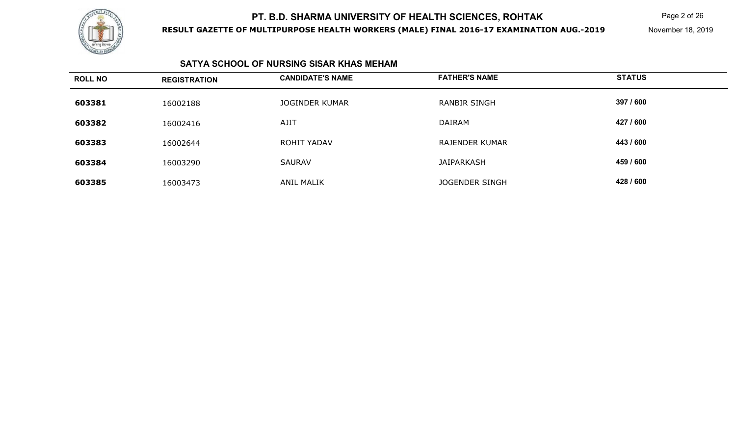## SATYA SCHOOL OF NURSING SISAR KHAS MEHAM

| ROLL NO | REGISTRATION | CANDIDATE'S NAME | FATHER'S NAME | STATUS |
|---|---|---|---|---|
| 603381 | 16002188 | JOGINDER KUMAR | RANBIR SINGH | 397 / 600 |
| 603382 | 16002416 | AJIT | DAIRAM | 427 / 600 |
| 603383 | 16002644 | ROHIT YADAV | RAJENDER KUMAR | 443 / 600 |
| 603384 | 16003290 | SAURAV | JAIPARKASH | 459 / 600 |
| 603385 | 16003473 | ANIL MALIK | JOGENDER SINGH | 428 / 600 |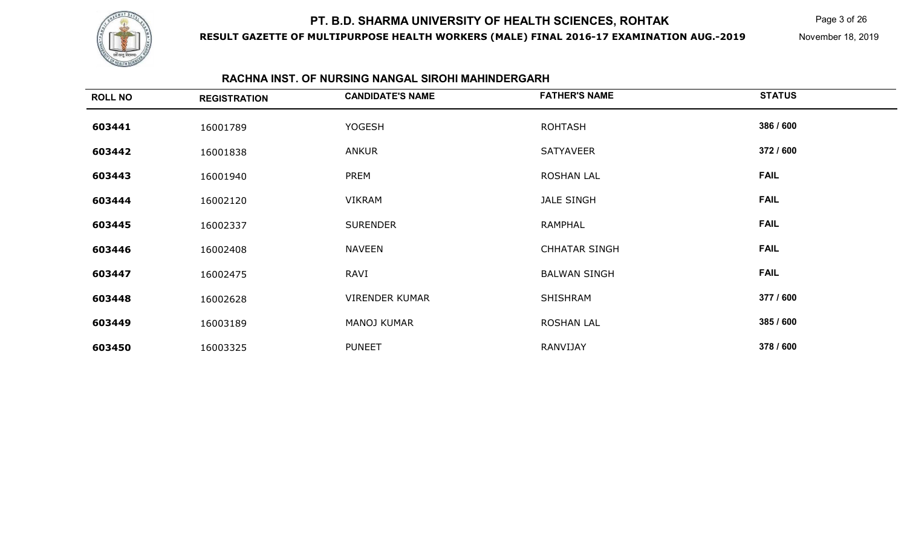# PT. B.D. SHARMA UNIVERSITY OF HEALTH SCIENCES, ROHTAK

**RESULT GAZETTE OF MULTIPURPOSE HEALTH WORKERS (MALE) FINAL 2016-17 EXAMINATION AUG.-2019**

November 18, 2019

## RACHNA INST. OF NURSING NANGAL SIROHI MAHINDERGARH

| ROLL NO | REGISTRATION | CANDIDATE'S NAME | FATHER'S NAME | STATUS |
|---|---|---|---|---|
| **603441** | 16001789 | YOGESH | ROHTASH | **386 / 600** |
| **603442** | 16001838 | ANKUR | SATYAVEER | **372 / 600** |
| **603443** | 16001940 | PREM | ROSHAN LAL | **FAIL** |
| **603444** | 16002120 | VIKRAM | JALE SINGH | **FAIL** |
| **603445** | 16002337 | SURENDER | RAMPHAL | **FAIL** |
| **603446** | 16002408 | NAVEEN | CHHATAR SINGH | **FAIL** |
| **603447** | 16002475 | RAVI | BALWAN SINGH | **FAIL** |
| **603448** | 16002628 | VIRENDER KUMAR | SHISHRAM | **377 / 600** |
| **603449** | 16003189 | MANOJ KUMAR | ROSHAN LAL | **385 / 600** |
| **603450** | 16003325 | PUNEET | RANVIJAY | **378 / 600** |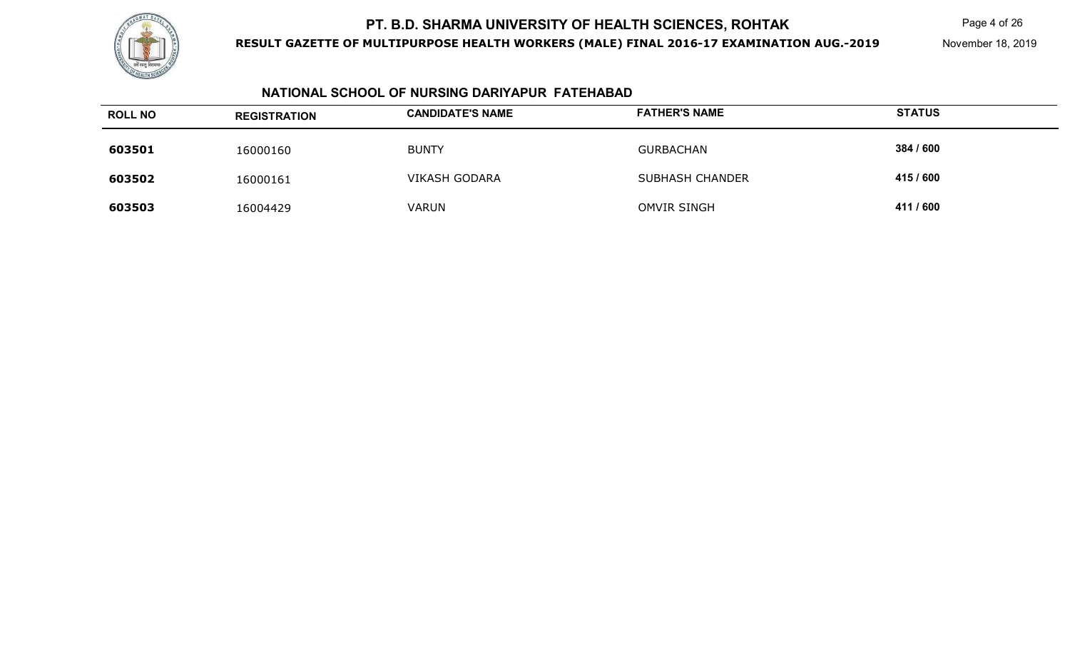# PT. B.D. SHARMA UNIVERSITY OF HEALTH SCIENCES, ROHTAK

**RESULT GAZETTE OF MULTIPURPOSE HEALTH WORKERS (MALE) FINAL 2016-17 EXAMINATION AUG.-2019**

November 18, 2019

## NATIONAL SCHOOL OF NURSING DARIYAPUR FATEHABAD

| ROLL NO | REGISTRATION | CANDIDATE'S NAME | FATHER'S NAME | STATUS |
|---|---|---|---|---|
| 603501 | 16000160 | BUNTY | GURBACHAN | 384 / 600 |
| 603502 | 16000161 | VIKASH GODARA | SUBHASH CHANDER | 415 / 600 |
| 603503 | 16004429 | VARUN | OMVIR SINGH | 411 / 600 |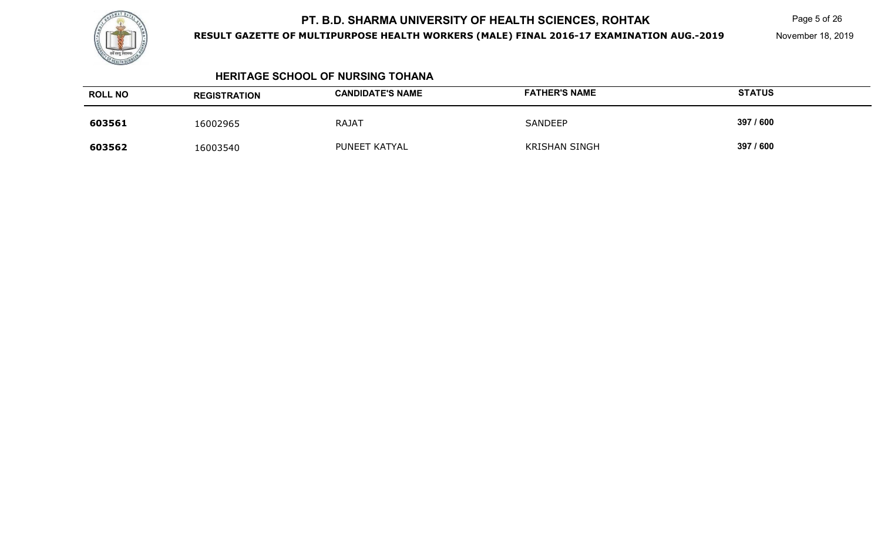## HERITAGE SCHOOL OF NURSING TOHANA

| ROLL NO | REGISTRATION | CANDIDATE'S NAME | FATHER'S NAME | STATUS |
|---|---|---|---|---|
| **603561** | 16002965 | RAJAT | SANDEEP | **397 / 600** |
| **603562** | 16003540 | PUNEET KATYAL | KRISHAN SINGH | **397 / 600** |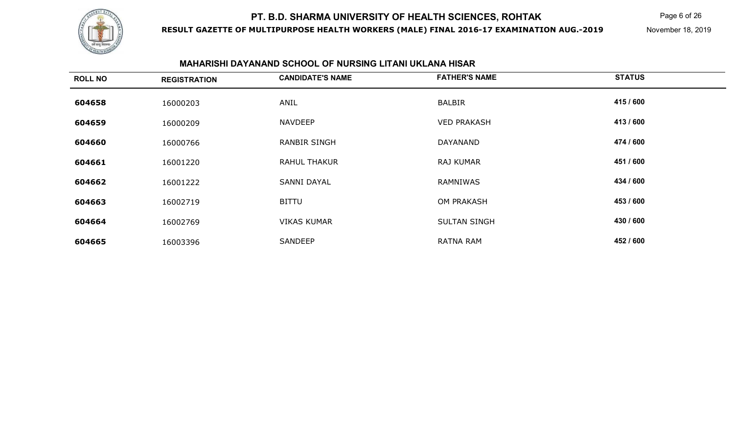## MAHARISHI DAYANAND SCHOOL OF NURSING LITANI UKLANA HISAR

| ROLL NO | REGISTRATION | CANDIDATE'S NAME | FATHER'S NAME | STATUS |
|---|---|---|---|---|
| 604658 | 16000203 | ANIL | BALBIR | 415 / 600 |
| 604659 | 16000209 | NAVDEEP | VED PRAKASH | 413 / 600 |
| 604660 | 16000766 | RANBIR SINGH | DAYANAND | 474 / 600 |
| 604661 | 16001220 | RAHUL THAKUR | RAJ KUMAR | 451 / 600 |
| 604662 | 16001222 | SANNI DAYAL | RAMNIWAS | 434 / 600 |
| 604663 | 16002719 | BITTU | OM PRAKASH | 453 / 600 |
| 604664 | 16002769 | VIKAS KUMAR | SULTAN SINGH | 430 / 600 |
| 604665 | 16003396 | SANDEEP | RATNA RAM | 452 / 600 |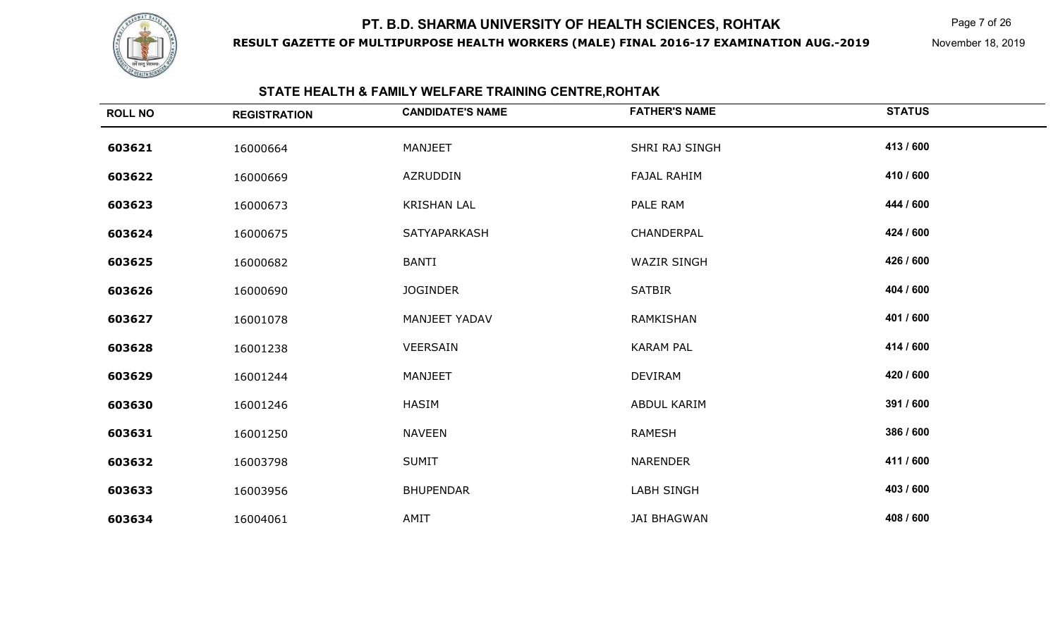# PT. B.D. SHARMA UNIVERSITY OF HEALTH SCIENCES, ROHTAK

**RESULT GAZETTE OF MULTIPURPOSE HEALTH WORKERS (MALE) FINAL 2016-17 EXAMINATION AUG.-2019**

November 18, 2019

## STATE HEALTH & FAMILY WELFARE TRAINING CENTRE,ROHTAK

| ROLL NO | REGISTRATION | CANDIDATE'S NAME | FATHER'S NAME | STATUS |
|---|---|---|---|---|
| 603621 | 16000664 | MANJEET | SHRI RAJ SINGH | 413 / 600 |
| 603622 | 16000669 | AZRUDDIN | FAJAL RAHIM | 410 / 600 |
| 603623 | 16000673 | KRISHAN LAL | PALE RAM | 444 / 600 |
| 603624 | 16000675 | SATYAPARKASH | CHANDERPAL | 424 / 600 |
| 603625 | 16000682 | BANTI | WAZIR SINGH | 426 / 600 |
| 603626 | 16000690 | JOGINDER | SATBIR | 404 / 600 |
| 603627 | 16001078 | MANJEET YADAV | RAMKISHAN | 401 / 600 |
| 603628 | 16001238 | VEERSAIN | KARAM PAL | 414 / 600 |
| 603629 | 16001244 | MANJEET | DEVIRAM | 420 / 600 |
| 603630 | 16001246 | HASIM | ABDUL KARIM | 391 / 600 |
| 603631 | 16001250 | NAVEEN | RAMESH | 386 / 600 |
| 603632 | 16003798 | SUMIT | NARENDER | 411 / 600 |
| 603633 | 16003956 | BHUPENDAR | LABH SINGH | 403 / 600 |
| 603634 | 16004061 | AMIT | JAI BHAGWAN | 408 / 600 |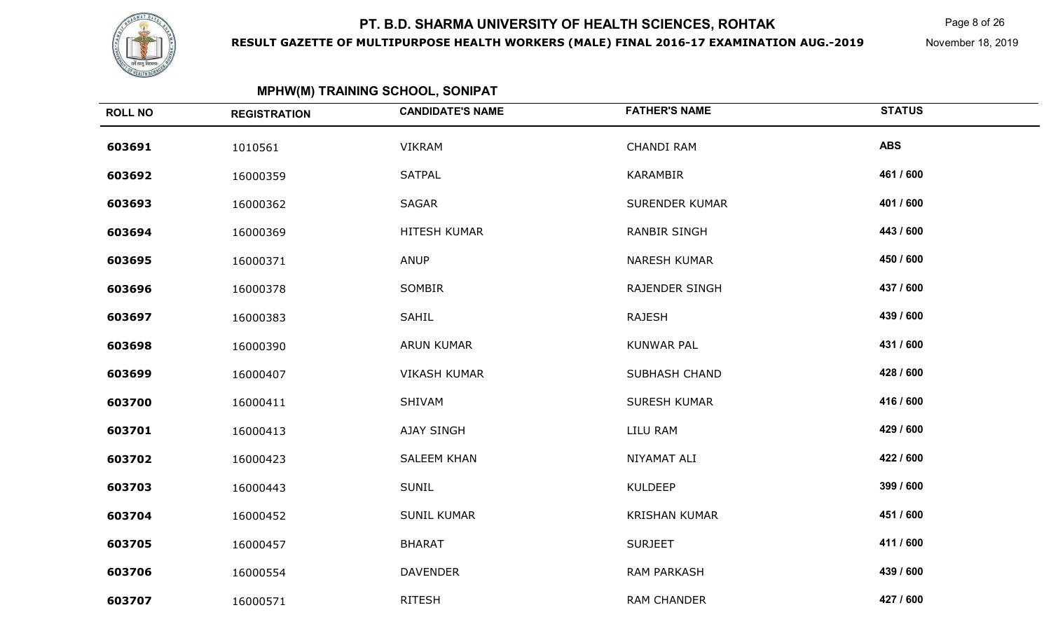## MPHW(M) TRAINING SCHOOL, SONIPAT

| ROLL NO | REGISTRATION | CANDIDATE'S NAME | FATHER'S NAME | STATUS |
|---|---|---|---|---|
| 603691 | 1010561 | VIKRAM | CHANDI RAM | ABS |
| 603692 | 16000359 | SATPAL | KARAMBIR | 461 / 600 |
| 603693 | 16000362 | SAGAR | SURENDER KUMAR | 401 / 600 |
| 603694 | 16000369 | HITESH KUMAR | RANBIR SINGH | 443 / 600 |
| 603695 | 16000371 | ANUP | NARESH KUMAR | 450 / 600 |
| 603696 | 16000378 | SOMBIR | RAJENDER SINGH | 437 / 600 |
| 603697 | 16000383 | SAHIL | RAJESH | 439 / 600 |
| 603698 | 16000390 | ARUN KUMAR | KUNWAR PAL | 431 / 600 |
| 603699 | 16000407 | VIKASH KUMAR | SUBHASH CHAND | 428 / 600 |
| 603700 | 16000411 | SHIVAM | SURESH KUMAR | 416 / 600 |
| 603701 | 16000413 | AJAY SINGH | LILU RAM | 429 / 600 |
| 603702 | 16000423 | SALEEM KHAN | NIYAMAT ALI | 422 / 600 |
| 603703 | 16000443 | SUNIL | KULDEEP | 399 / 600 |
| 603704 | 16000452 | SUNIL KUMAR | KRISHAN KUMAR | 451 / 600 |
| 603705 | 16000457 | BHARAT | SURJEET | 411 / 600 |
| 603706 | 16000554 | DAVENDER | RAM PARKASH | 439 / 600 |
| 603707 | 16000571 | RITESH | RAM CHANDER | 427 / 600 |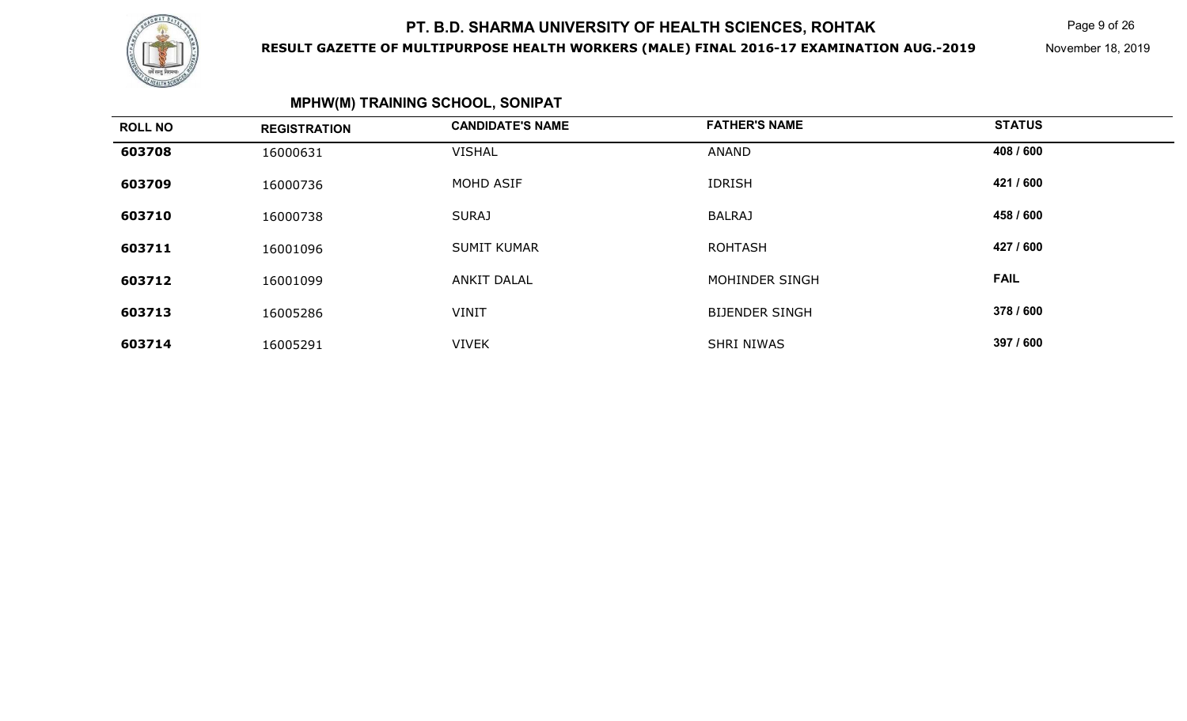## MPHW(M) TRAINING SCHOOL, SONIPAT

| ROLL NO | REGISTRATION | CANDIDATE'S NAME | FATHER'S NAME | STATUS |
|---|---|---|---|---|
| **603708** | 16000631 | VISHAL | ANAND | **408 / 600** |
| **603709** | 16000736 | MOHD ASIF | IDRISH | **421 / 600** |
| **603710** | 16000738 | SURAJ | BALRAJ | **458 / 600** |
| **603711** | 16001096 | SUMIT KUMAR | ROHTASH | **427 / 600** |
| **603712** | 16001099 | ANKIT DALAL | MOHINDER SINGH | **FAIL** |
| **603713** | 16005286 | VINIT | BIJENDER SINGH | **378 / 600** |
| **603714** | 16005291 | VIVEK | SHRI NIWAS | **397 / 600** |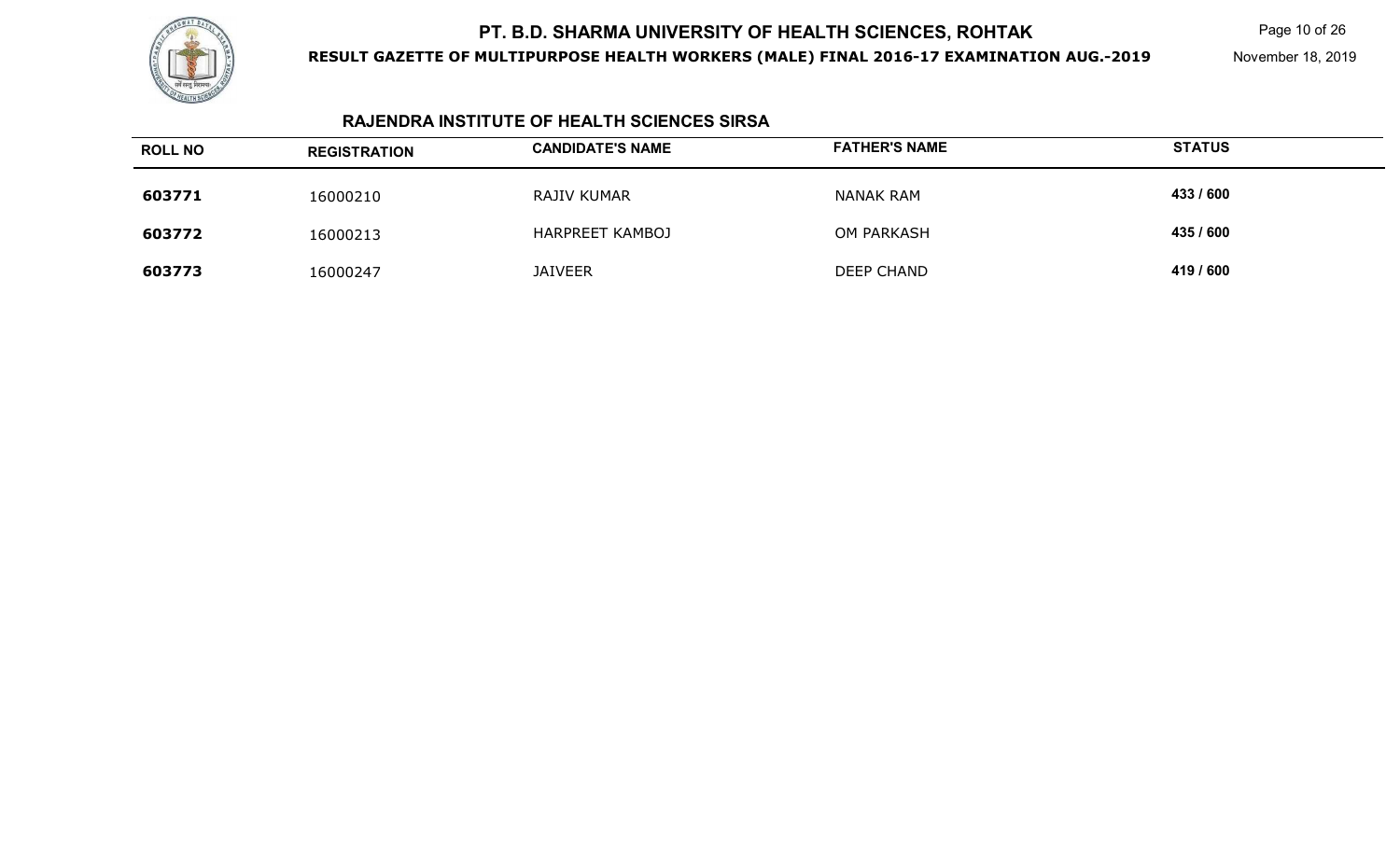## RAJENDRA INSTITUTE OF HEALTH SCIENCES SIRSA

| ROLL NO | REGISTRATION | CANDIDATE'S NAME | FATHER'S NAME | STATUS |
|---|---|---|---|---|
| **603771** | 16000210 | RAJIV KUMAR | NANAK RAM | **433 / 600** |
| **603772** | 16000213 | HARPREET KAMBOJ | OM PARKASH | **435 / 600** |
| **603773** | 16000247 | JAIVEER | DEEP CHAND | **419 / 600** |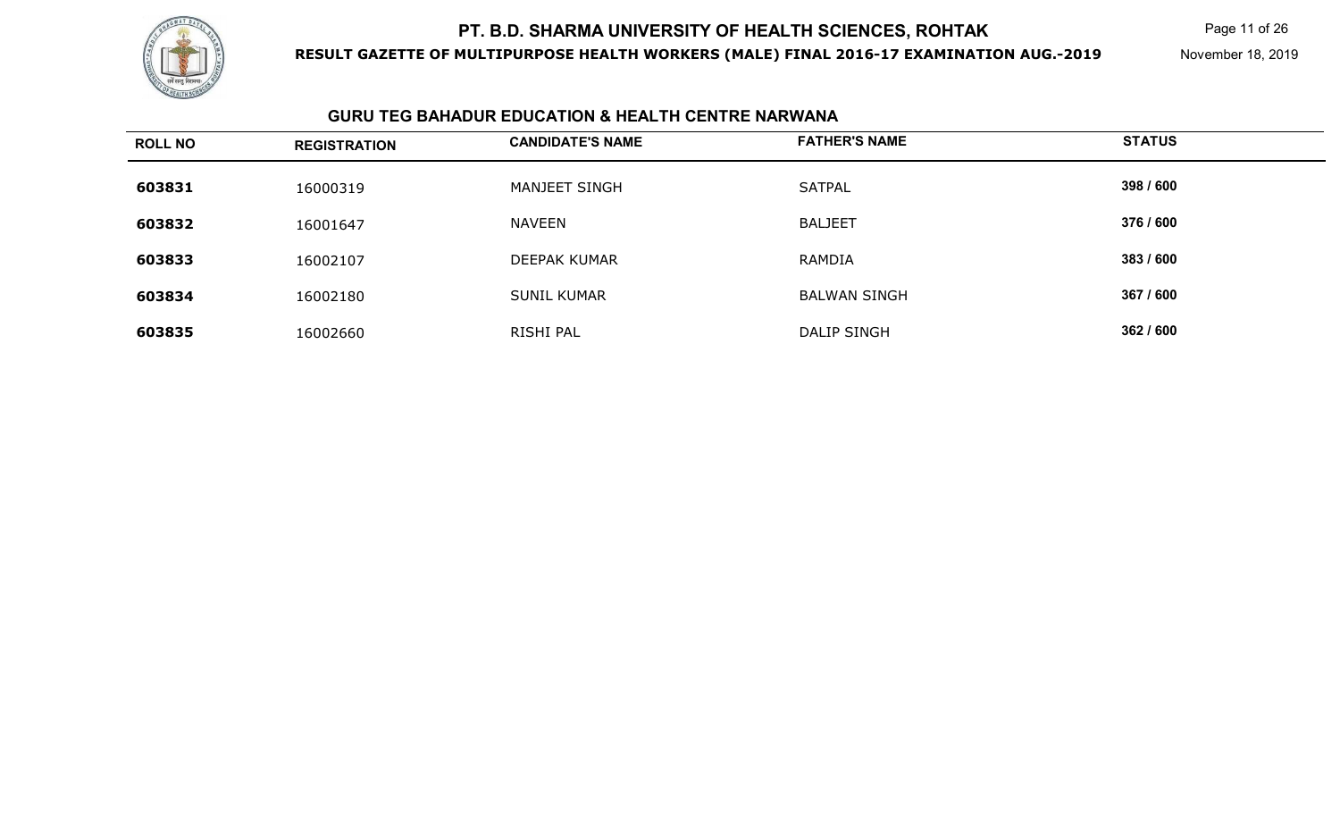## GURU TEG BAHADUR EDUCATION & HEALTH CENTRE NARWANA

| ROLL NO | REGISTRATION | CANDIDATE'S NAME | FATHER'S NAME | STATUS |
|---|---|---|---|---|
| 603831 | 16000319 | MANJEET SINGH | SATPAL | 398 / 600 |
| 603832 | 16001647 | NAVEEN | BALJEET | 376 / 600 |
| 603833 | 16002107 | DEEPAK KUMAR | RAMDIA | 383 / 600 |
| 603834 | 16002180 | SUNIL KUMAR | BALWAN SINGH | 367 / 600 |
| 603835 | 16002660 | RISHI PAL | DALIP SINGH | 362 / 600 |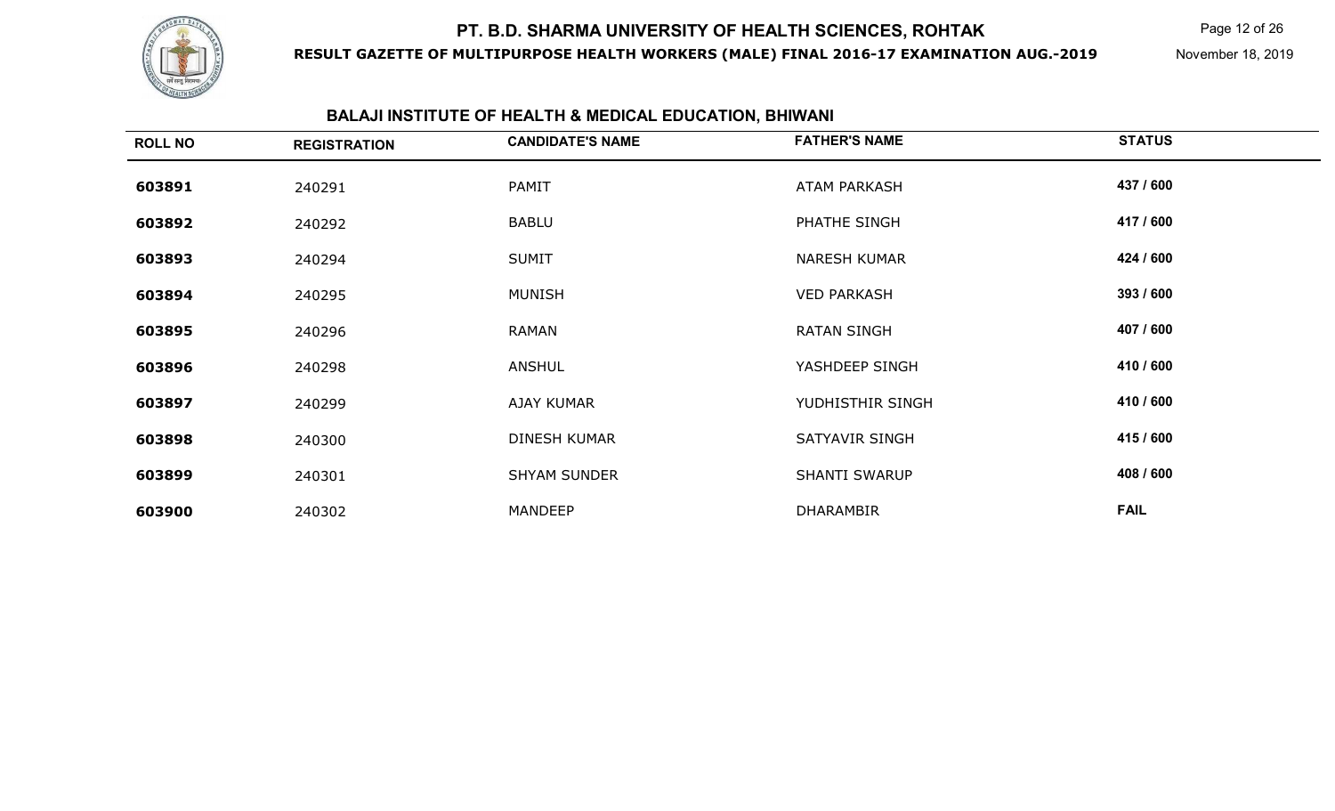## BALAJI INSTITUTE OF HEALTH & MEDICAL EDUCATION, BHIWANI

| ROLL NO | REGISTRATION | CANDIDATE'S NAME | FATHER'S NAME | STATUS |
|---|---|---|---|---|
| 603891 | 240291 | PAMIT | ATAM PARKASH | 437 / 600 |
| 603892 | 240292 | BABLU | PHATHE SINGH | 417 / 600 |
| 603893 | 240294 | SUMIT | NARESH KUMAR | 424 / 600 |
| 603894 | 240295 | MUNISH | VED PARKASH | 393 / 600 |
| 603895 | 240296 | RAMAN | RATAN SINGH | 407 / 600 |
| 603896 | 240298 | ANSHUL | YASHDEEP SINGH | 410 / 600 |
| 603897 | 240299 | AJAY KUMAR | YUDHISTHIR SINGH | 410 / 600 |
| 603898 | 240300 | DINESH KUMAR | SATYAVIR SINGH | 415 / 600 |
| 603899 | 240301 | SHYAM SUNDER | SHANTI SWARUP | 408 / 600 |
| 603900 | 240302 | MANDEEP | DHARAMBIR | FAIL |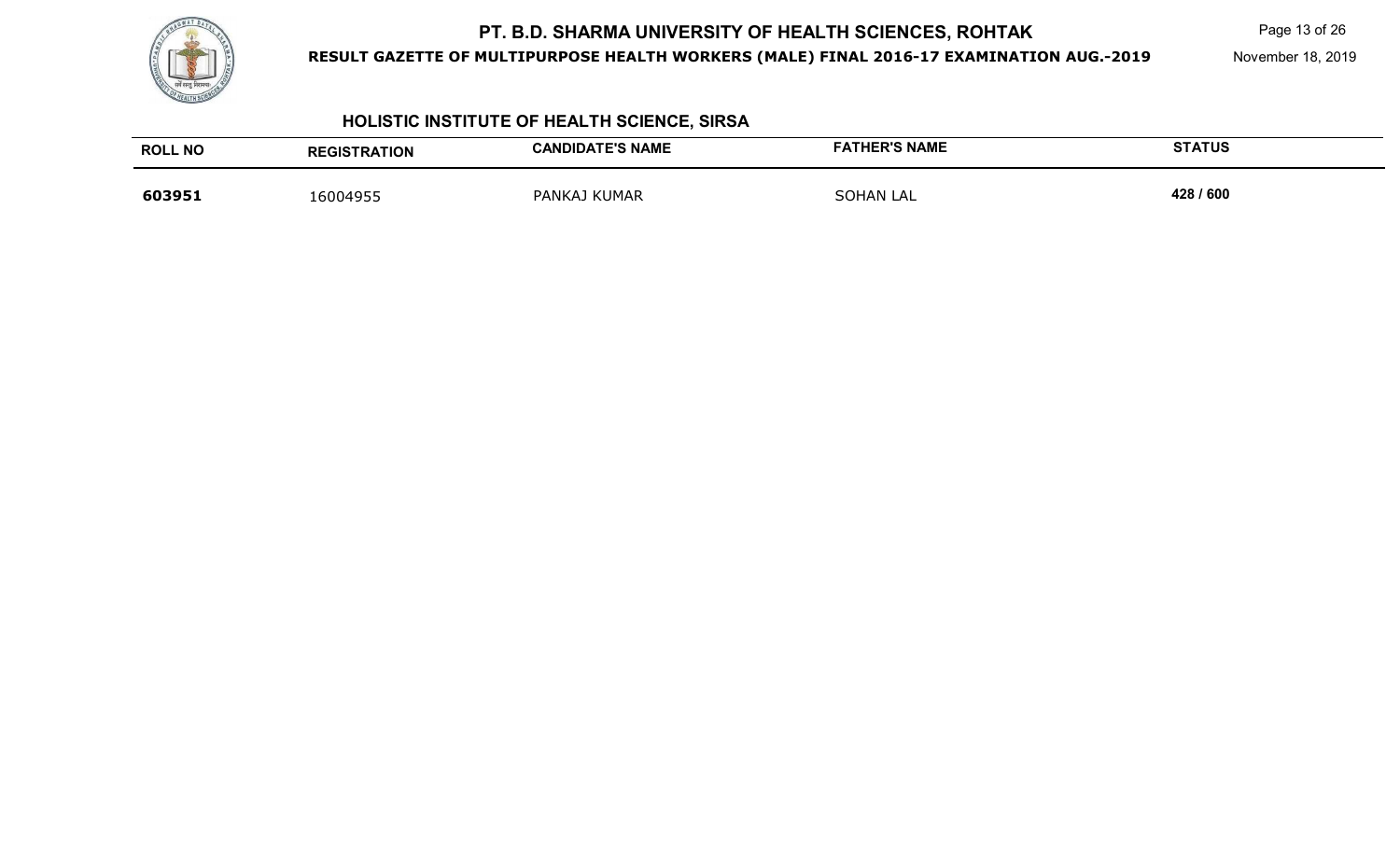## HOLISTIC INSTITUTE OF HEALTH SCIENCE, SIRSA

| ROLL NO | REGISTRATION | CANDIDATE'S NAME | FATHER'S NAME | STATUS |
|---|---|---|---|---|
| **603951** | 16004955 | PANKAJ KUMAR | SOHAN LAL | **428 / 600** |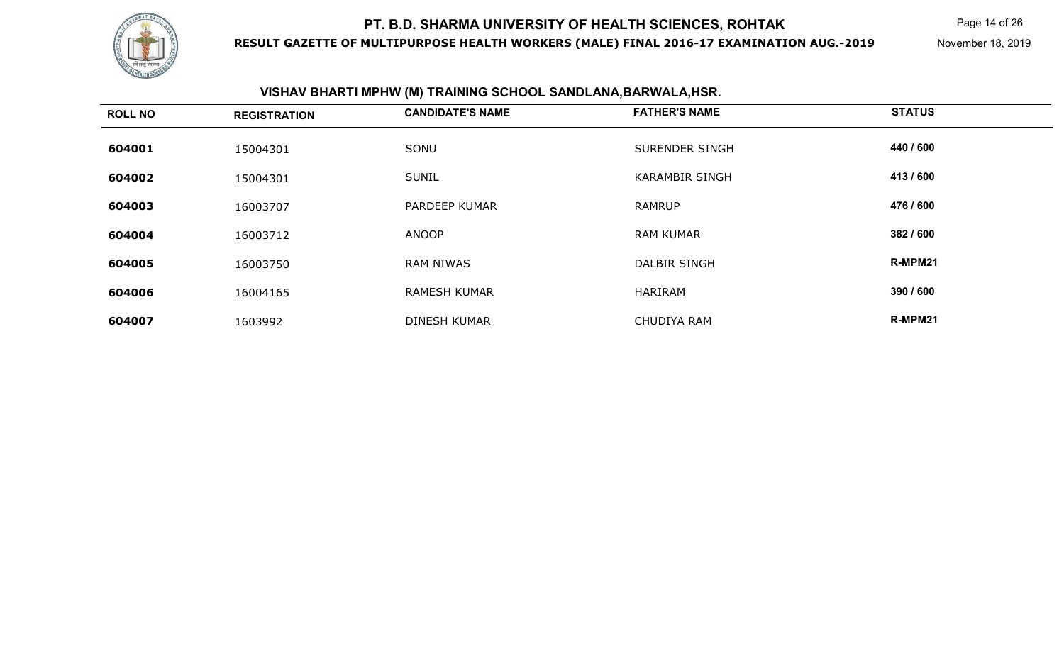# PT. B.D. SHARMA UNIVERSITY OF HEALTH SCIENCES, ROHTAK

**RESULT GAZETTE OF MULTIPURPOSE HEALTH WORKERS (MALE) FINAL 2016-17 EXAMINATION AUG.-2019**

November 18, 2019

## VISHAV BHARTI MPHW (M) TRAINING SCHOOL SANDLANA,BARWALA,HSR.

| ROLL NO | REGISTRATION | CANDIDATE'S NAME | FATHER'S NAME | STATUS |
|---|---|---|---|---|
| 604001 | 15004301 | SONU | SURENDER SINGH | 440 / 600 |
| 604002 | 15004301 | SUNIL | KARAMBIR SINGH | 413 / 600 |
| 604003 | 16003707 | PARDEEP KUMAR | RAMRUP | 476 / 600 |
| 604004 | 16003712 | ANOOP | RAM KUMAR | 382 / 600 |
| 604005 | 16003750 | RAM NIWAS | DALBIR SINGH | R-MPM21 |
| 604006 | 16004165 | RAMESH KUMAR | HARIRAM | 390 / 600 |
| 604007 | 1603992 | DINESH KUMAR | CHUDIYA RAM | R-MPM21 |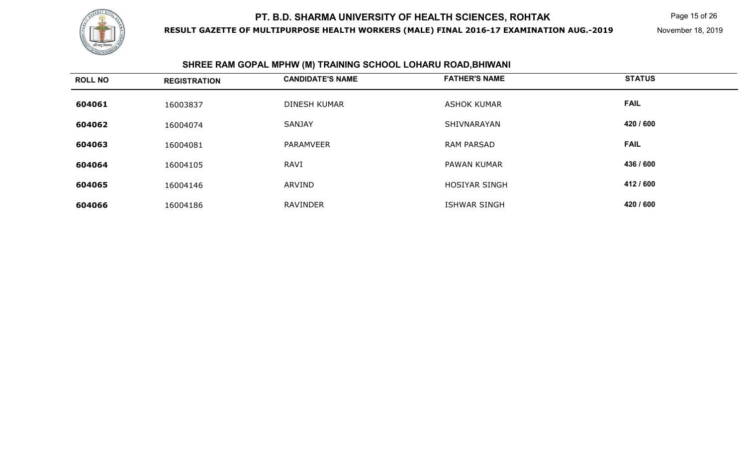# PT. B.D. SHARMA UNIVERSITY OF HEALTH SCIENCES, ROHTAK

**RESULT GAZETTE OF MULTIPURPOSE HEALTH WORKERS (MALE) FINAL 2016-17 EXAMINATION AUG.-2019**

November 18, 2019

## SHREE RAM GOPAL MPHW (M) TRAINING SCHOOL LOHARU ROAD,BHIWANI

| ROLL NO | REGISTRATION | CANDIDATE'S NAME | FATHER'S NAME | STATUS |
|---|---|---|---|---|
| 604061 | 16003837 | DINESH KUMAR | ASHOK KUMAR | FAIL |
| 604062 | 16004074 | SANJAY | SHIVNARAYAN | 420 / 600 |
| 604063 | 16004081 | PARAMVEER | RAM PARSAD | FAIL |
| 604064 | 16004105 | RAVI | PAWAN KUMAR | 436 / 600 |
| 604065 | 16004146 | ARVIND | HOSIYAR SINGH | 412 / 600 |
| 604066 | 16004186 | RAVINDER | ISHWAR SINGH | 420 / 600 |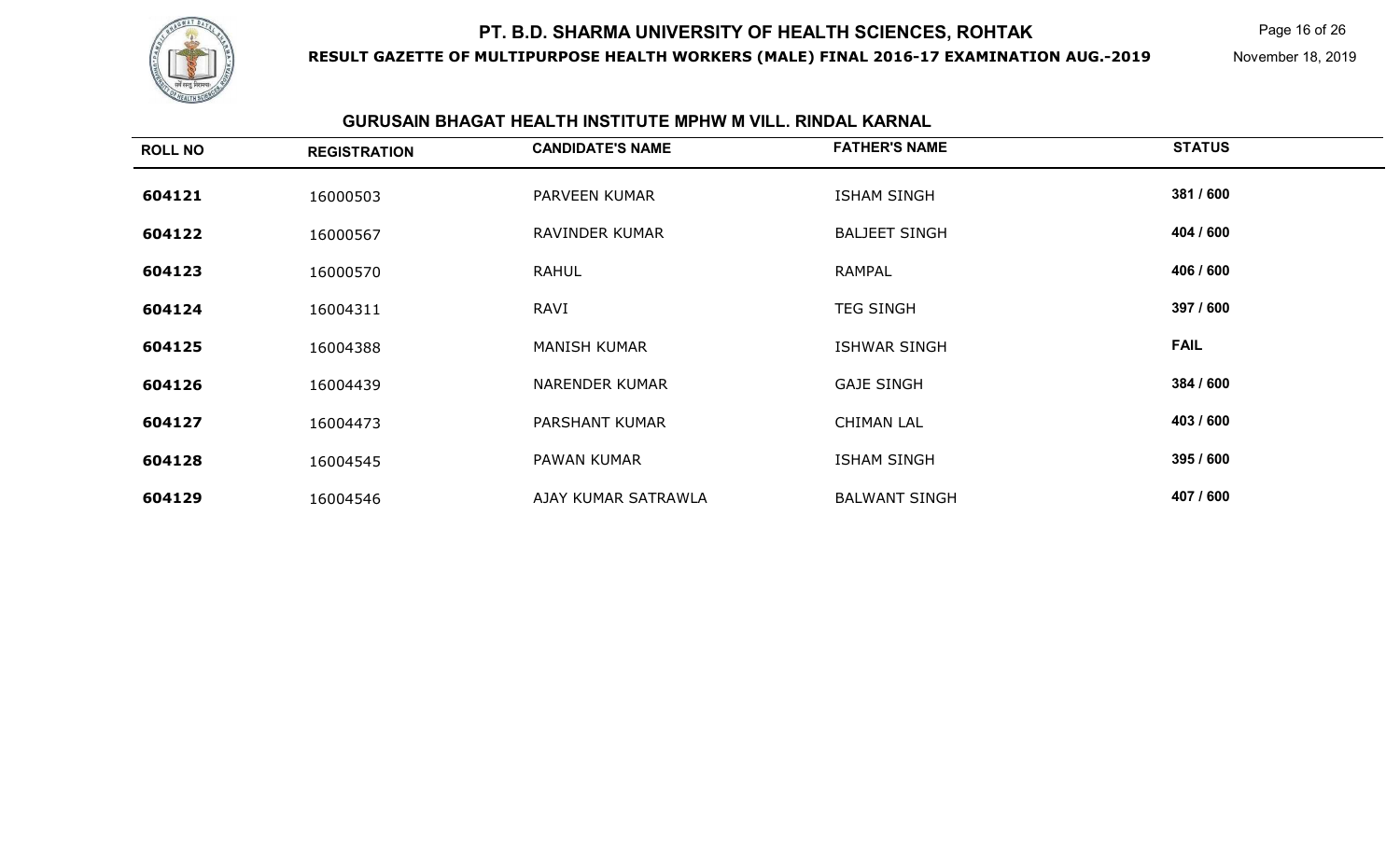# PT. B.D. SHARMA UNIVERSITY OF HEALTH SCIENCES, ROHTAK

**RESULT GAZETTE OF MULTIPURPOSE HEALTH WORKERS (MALE) FINAL 2016-17 EXAMINATION AUG.-2019**

November 18, 2019

## GURUSAIN BHAGAT HEALTH INSTITUTE MPHW M VILL. RINDAL KARNAL

| ROLL NO | REGISTRATION | CANDIDATE'S NAME | FATHER'S NAME | STATUS |
| --- | --- | --- | --- | --- |
| 604121 | 16000503 | PARVEEN KUMAR | ISHAM SINGH | 381 / 600 |
| 604122 | 16000567 | RAVINDER KUMAR | BALJEET SINGH | 404 / 600 |
| 604123 | 16000570 | RAHUL | RAMPAL | 406 / 600 |
| 604124 | 16004311 | RAVI | TEG SINGH | 397 / 600 |
| 604125 | 16004388 | MANISH KUMAR | ISHWAR SINGH | FAIL |
| 604126 | 16004439 | NARENDER KUMAR | GAJE SINGH | 384 / 600 |
| 604127 | 16004473 | PARSHANT KUMAR | CHIMAN LAL | 403 / 600 |
| 604128 | 16004545 | PAWAN KUMAR | ISHAM SINGH | 395 / 600 |
| 604129 | 16004546 | AJAY KUMAR SATRAWLA | BALWANT SINGH | 407 / 600 |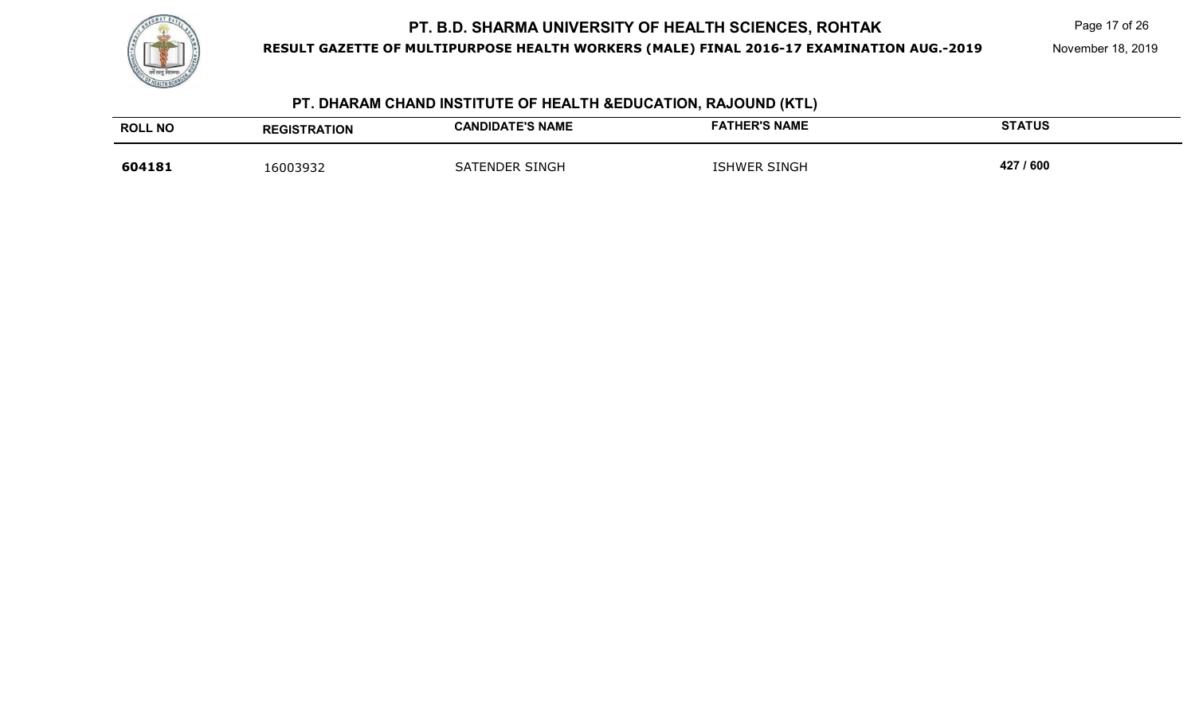## PT. DHARAM CHAND INSTITUTE OF HEALTH &EDUCATION, RAJOUND (KTL)

| ROLL NO | REGISTRATION | CANDIDATE'S NAME | FATHER'S NAME | STATUS |
|---|---|---|---|---|
| **604181** | 16003932 | SATENDER SINGH | ISHWER SINGH | **427 / 600** |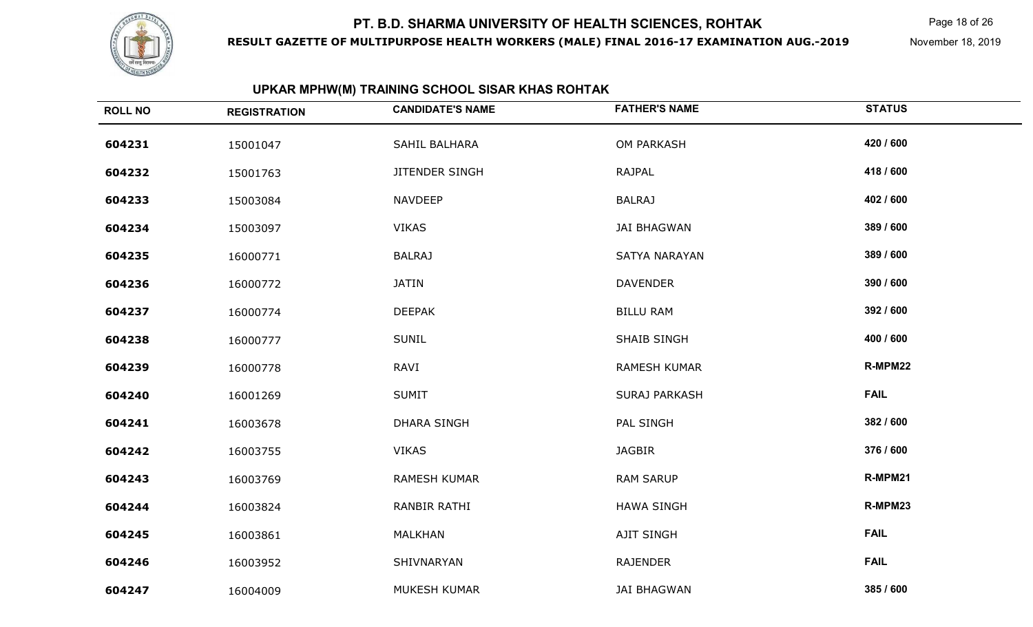# PT. B.D. SHARMA UNIVERSITY OF HEALTH SCIENCES, ROHTAK

**RESULT GAZETTE OF MULTIPURPOSE HEALTH WORKERS (MALE) FINAL 2016-17 EXAMINATION AUG.-2019**

November 18, 2019

## UPKAR MPHW(M) TRAINING SCHOOL SISAR KHAS ROHTAK

| ROLL NO | REGISTRATION | CANDIDATE'S NAME | FATHER'S NAME | STATUS |
|---|---|---|---|---|
| 604231 | 15001047 | SAHIL BALHARA | OM PARKASH | 420 / 600 |
| 604232 | 15001763 | JITENDER SINGH | RAJPAL | 418 / 600 |
| 604233 | 15003084 | NAVDEEP | BALRAJ | 402 / 600 |
| 604234 | 15003097 | VIKAS | JAI BHAGWAN | 389 / 600 |
| 604235 | 16000771 | BALRAJ | SATYA NARAYAN | 389 / 600 |
| 604236 | 16000772 | JATIN | DAVENDER | 390 / 600 |
| 604237 | 16000774 | DEEPAK | BILLU RAM | 392 / 600 |
| 604238 | 16000777 | SUNIL | SHAIB SINGH | 400 / 600 |
| 604239 | 16000778 | RAVI | RAMESH KUMAR | R-MPM22 |
| 604240 | 16001269 | SUMIT | SURAJ PARKASH | FAIL |
| 604241 | 16003678 | DHARA SINGH | PAL SINGH | 382 / 600 |
| 604242 | 16003755 | VIKAS | JAGBIR | 376 / 600 |
| 604243 | 16003769 | RAMESH KUMAR | RAM SARUP | R-MPM21 |
| 604244 | 16003824 | RANBIR RATHI | HAWA SINGH | R-MPM23 |
| 604245 | 16003861 | MALKHAN | AJIT SINGH | FAIL |
| 604246 | 16003952 | SHIVNARYAN | RAJENDER | FAIL |
| 604247 | 16004009 | MUKESH KUMAR | JAI BHAGWAN | 385 / 600 |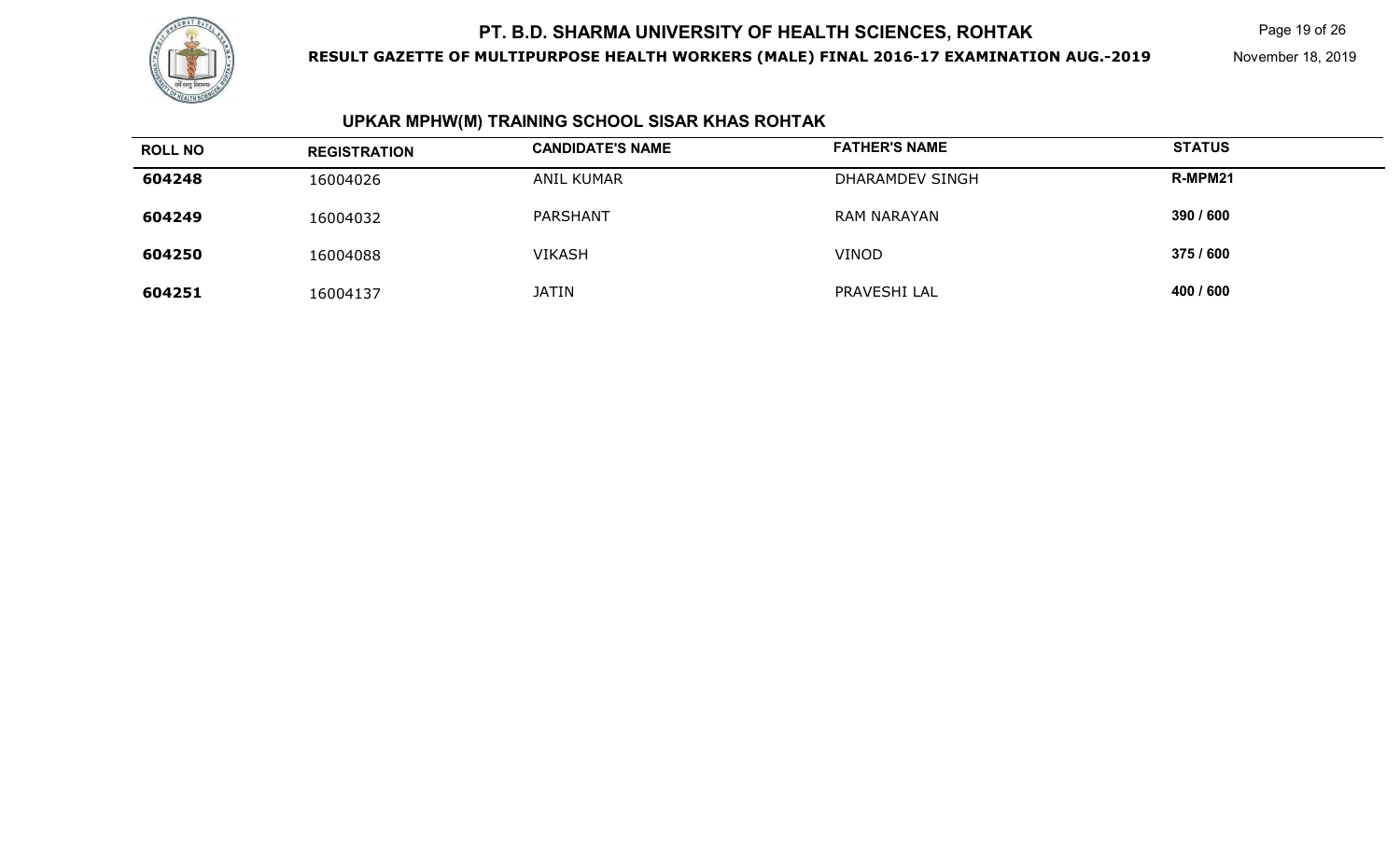## UPKAR MPHW(M) TRAINING SCHOOL SISAR KHAS ROHTAK

| ROLL NO | REGISTRATION | CANDIDATE'S NAME | FATHER'S NAME | STATUS |
|---|---|---|---|---|
| **604248** | 16004026 | ANIL KUMAR | DHARAMDEV SINGH | **R-MPM21** |
| **604249** | 16004032 | PARSHANT | RAM NARAYAN | **390 / 600** |
| **604250** | 16004088 | VIKASH | VINOD | **375 / 600** |
| **604251** | 16004137 | JATIN | PRAVESHI LAL | **400 / 600** |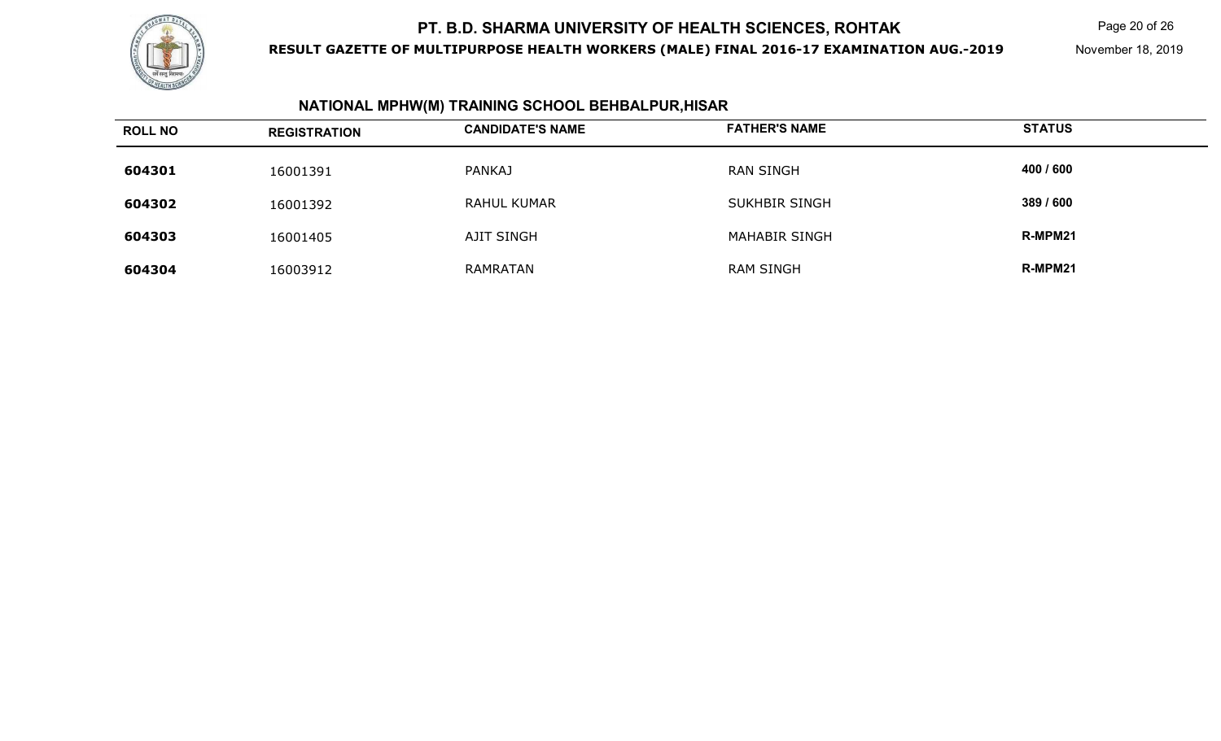# PT. B.D. SHARMA UNIVERSITY OF HEALTH SCIENCES, ROHTAK

**RESULT GAZETTE OF MULTIPURPOSE HEALTH WORKERS (MALE) FINAL 2016-17 EXAMINATION AUG.-2019**

November 18, 2019

## NATIONAL MPHW(M) TRAINING SCHOOL BEHBALPUR,HISAR

| ROLL NO | REGISTRATION | CANDIDATE'S NAME | FATHER'S NAME | STATUS |
|---|---|---|---|---|
| **604301** | 16001391 | PANKAJ | RAN SINGH | **400 / 600** |
| **604302** | 16001392 | RAHUL KUMAR | SUKHBIR SINGH | **389 / 600** |
| **604303** | 16001405 | AJIT SINGH | MAHABIR SINGH | **R-MPM21** |
| **604304** | 16003912 | RAMRATAN | RAM SINGH | **R-MPM21** |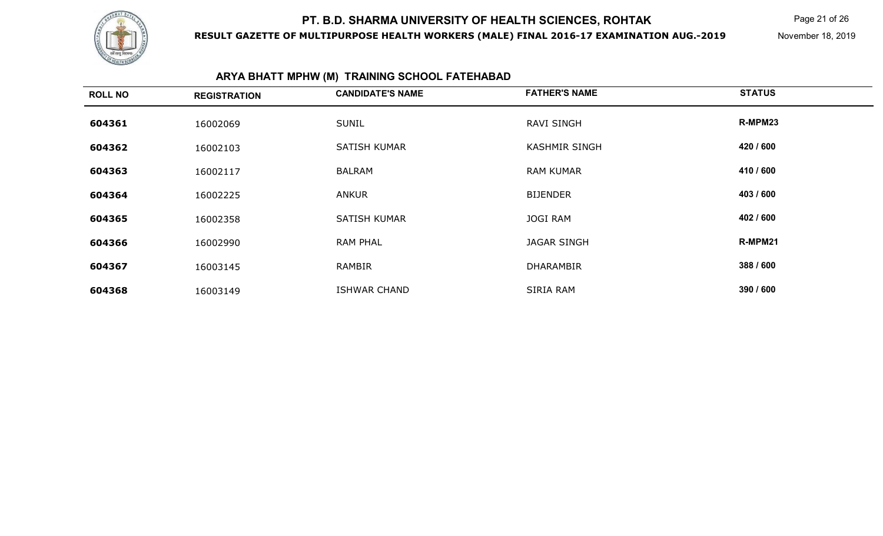# PT. B.D. SHARMA UNIVERSITY OF HEALTH SCIENCES, ROHTAK

**RESULT GAZETTE OF MULTIPURPOSE HEALTH WORKERS (MALE) FINAL 2016-17 EXAMINATION AUG.-2019**

November 18, 2019

## ARYA BHATT MPHW (M) TRAINING SCHOOL FATEHABAD

| ROLL NO | REGISTRATION | CANDIDATE'S NAME | FATHER'S NAME | STATUS |
|---|---|---|---|---|
| 604361 | 16002069 | SUNIL | RAVI SINGH | R-MPM23 |
| 604362 | 16002103 | SATISH KUMAR | KASHMIR SINGH | 420 / 600 |
| 604363 | 16002117 | BALRAM | RAM KUMAR | 410 / 600 |
| 604364 | 16002225 | ANKUR | BIJENDER | 403 / 600 |
| 604365 | 16002358 | SATISH KUMAR | JOGI RAM | 402 / 600 |
| 604366 | 16002990 | RAM PHAL | JAGAR SINGH | R-MPM21 |
| 604367 | 16003145 | RAMBIR | DHARAMBIR | 388 / 600 |
| 604368 | 16003149 | ISHWAR CHAND | SIRIA RAM | 390 / 600 |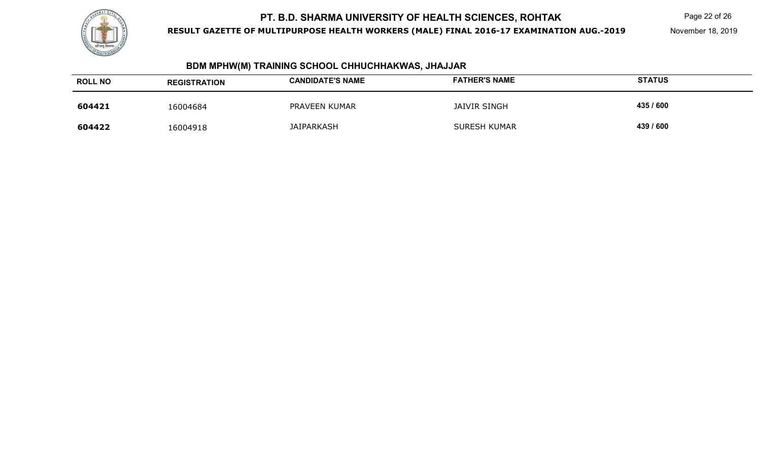## BDM MPHW(M) TRAINING SCHOOL CHHUCHHAKWAS, JHAJJAR

| ROLL NO | REGISTRATION | CANDIDATE'S NAME | FATHER'S NAME | STATUS |
|---|---|---|---|---|
| **604421** | 16004684 | PRAVEEN KUMAR | JAIVIR SINGH | **435 / 600** |
| **604422** | 16004918 | JAIPARKASH | SURESH KUMAR | **439 / 600** |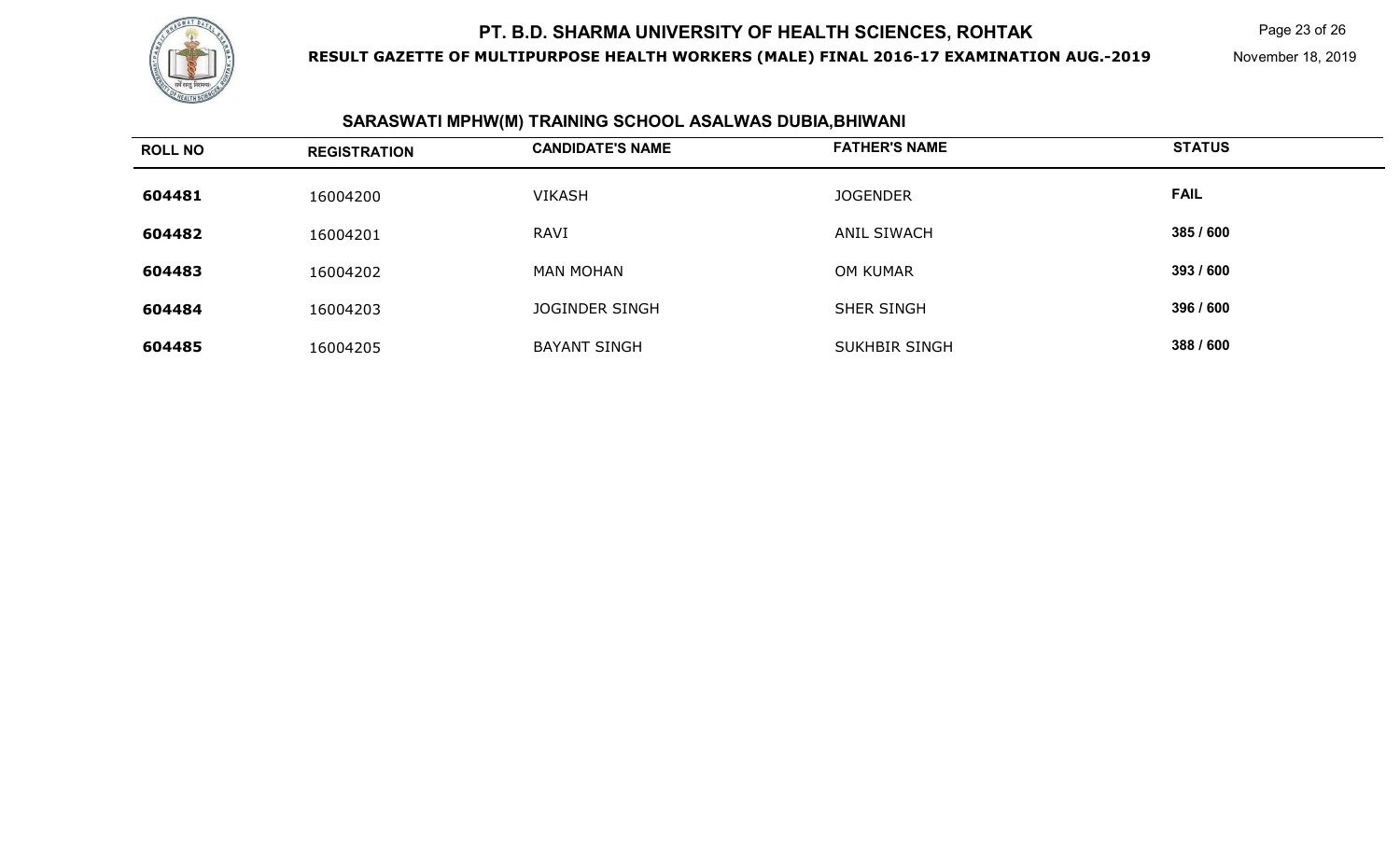## SARASWATI MPHW(M) TRAINING SCHOOL ASALWAS DUBIA,BHIWANI

| ROLL NO | REGISTRATION | CANDIDATE'S NAME | FATHER'S NAME | STATUS |
|---|---|---|---|---|
| 604481 | 16004200 | VIKASH | JOGENDER | FAIL |
| 604482 | 16004201 | RAVI | ANIL SIWACH | 385 / 600 |
| 604483 | 16004202 | MAN MOHAN | OM KUMAR | 393 / 600 |
| 604484 | 16004203 | JOGINDER SINGH | SHER SINGH | 396 / 600 |
| 604485 | 16004205 | BAYANT SINGH | SUKHBIR SINGH | 388 / 600 |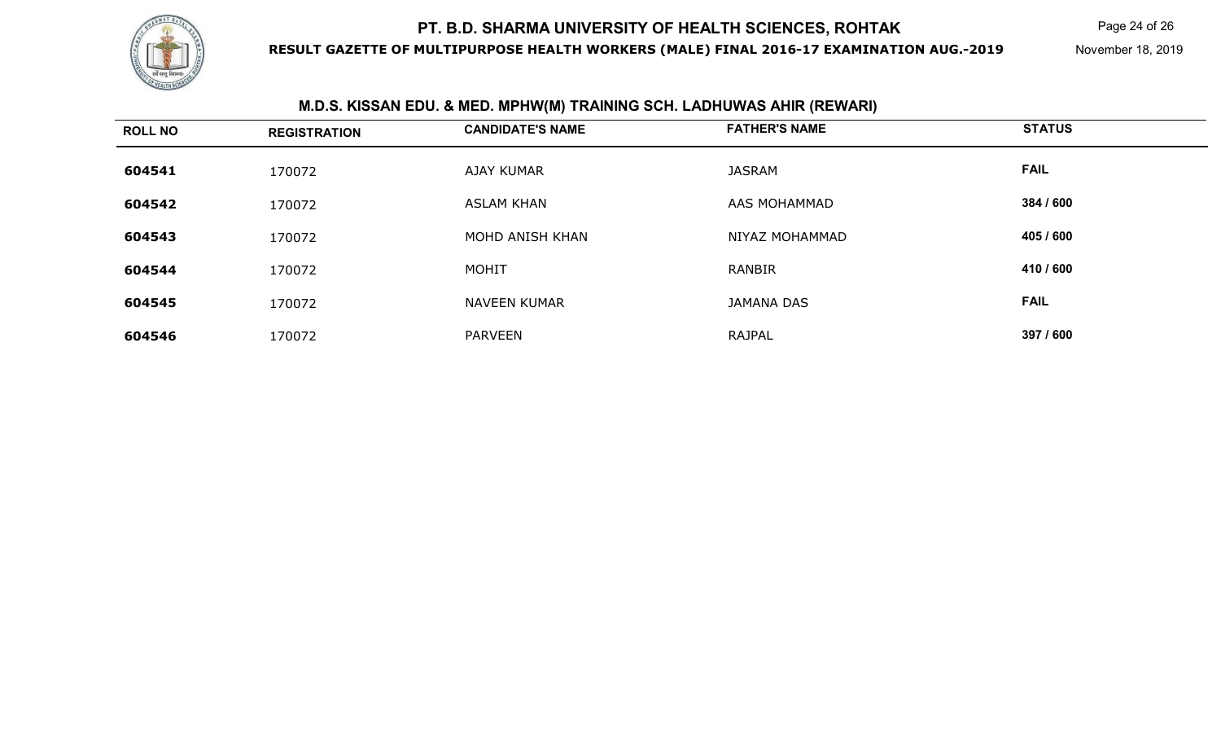# PT. B.D. SHARMA UNIVERSITY OF HEALTH SCIENCES, ROHTAK

**RESULT GAZETTE OF MULTIPURPOSE HEALTH WORKERS (MALE) FINAL 2016-17 EXAMINATION AUG.-2019**

November 18, 2019

## M.D.S. KISSAN EDU. & MED. MPHW(M) TRAINING SCH. LADHUWAS AHIR (REWARI)

| ROLL NO | REGISTRATION | CANDIDATE'S NAME | FATHER'S NAME | STATUS |
|---|---|---|---|---|
| **604541** | 170072 | AJAY KUMAR | JASRAM | **FAIL** |
| **604542** | 170072 | ASLAM KHAN | AAS MOHAMMAD | **384 / 600** |
| **604543** | 170072 | MOHD ANISH KHAN | NIYAZ MOHAMMAD | **405 / 600** |
| **604544** | 170072 | MOHIT | RANBIR | **410 / 600** |
| **604545** | 170072 | NAVEEN KUMAR | JAMANA DAS | **FAIL** |
| **604546** | 170072 | PARVEEN | RAJPAL | **397 / 600** |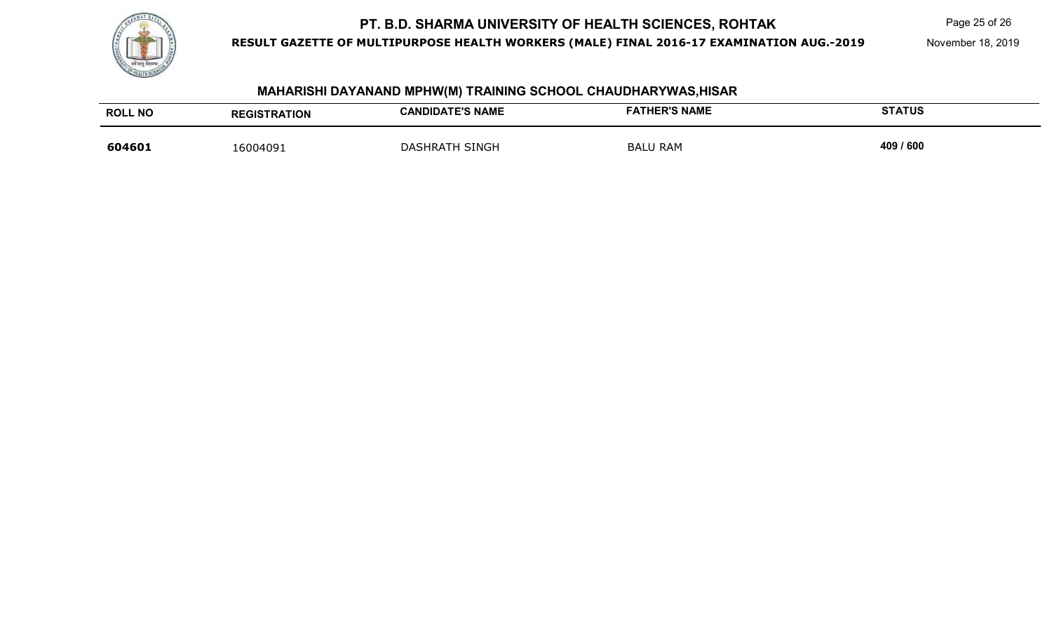## MAHARISHI DAYANAND MPHW(M) TRAINING SCHOOL CHAUDHARYWAS,HISAR

| ROLL NO | REGISTRATION | CANDIDATE'S NAME | FATHER'S NAME | STATUS |
|---|---|---|---|---|
| **604601** | 16004091 | DASHRATH SINGH | BALU RAM | **409 / 600** |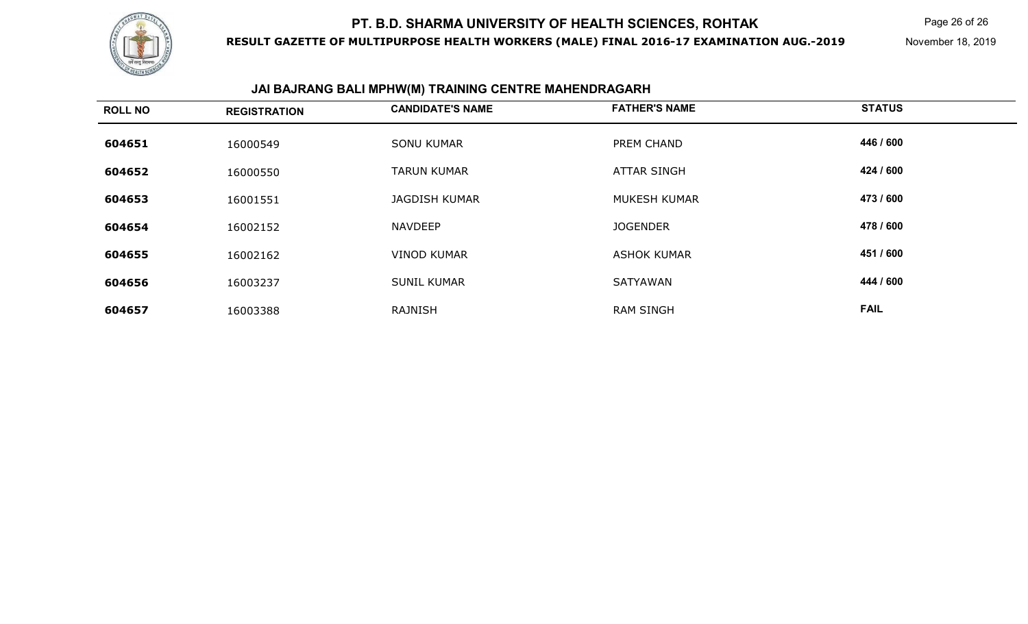## JAI BAJRANG BALI MPHW(M) TRAINING CENTRE MAHENDRAGARH

| ROLL NO | REGISTRATION | CANDIDATE'S NAME | FATHER'S NAME | STATUS |
|---|---|---|---|---|
| 604651 | 16000549 | SONU KUMAR | PREM CHAND | 446 / 600 |
| 604652 | 16000550 | TARUN KUMAR | ATTAR SINGH | 424 / 600 |
| 604653 | 16001551 | JAGDISH KUMAR | MUKESH KUMAR | 473 / 600 |
| 604654 | 16002152 | NAVDEEP | JOGENDER | 478 / 600 |
| 604655 | 16002162 | VINOD KUMAR | ASHOK KUMAR | 451 / 600 |
| 604656 | 16003237 | SUNIL KUMAR | SATYAWAN | 444 / 600 |
| 604657 | 16003388 | RAJNISH | RAM SINGH | FAIL |